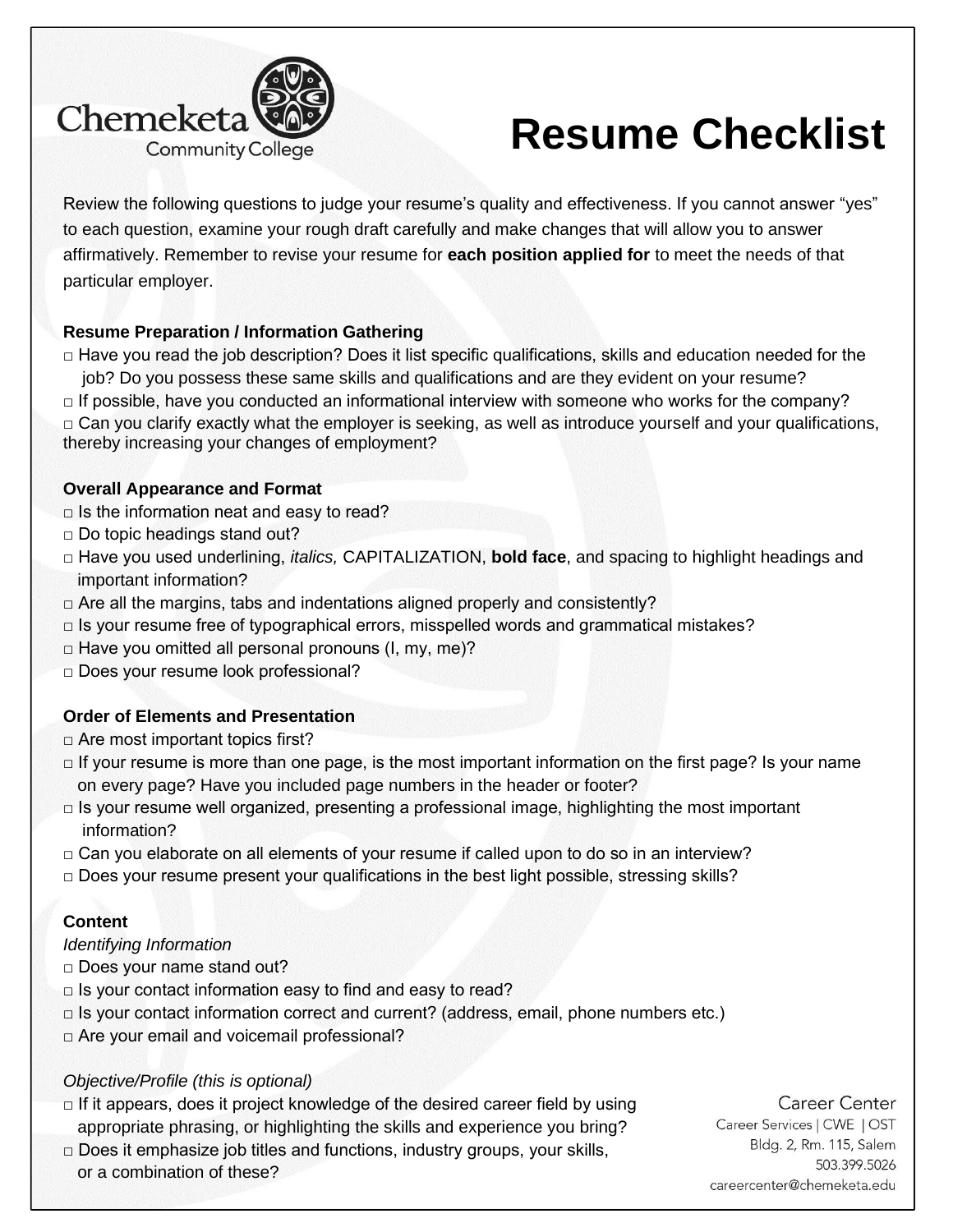Chemeketa Community College

# Resume Checklist

Review the following questions to judge your resume's quality and effectiveness. If you cannot answer "yes" to each question, examine your rough draft carefully and make changes that will allow you to answer affirmatively. Remember to revise your resume for **each position applied for** to meet the needs of that particular employer.

**Resume Preparation / Information Gathering**

- □ Have you read the job description? Does it list specific qualifications, skills and education needed for the job? Do you possess these same skills and qualifications and are they evident on your resume?
- □ If possible, have you conducted an informational interview with someone who works for the company?
- □ Can you clarify exactly what the employer is seeking, as well as introduce yourself and your qualifications, thereby increasing your changes of employment?

**Overall Appearance and Format**

- □ Is the information neat and easy to read?
- □ Do topic headings stand out?
- □ Have you used underlining, *italics,* CAPITALIZATION, **bold face**, and spacing to highlight headings and important information?
- □ Are all the margins, tabs and indentations aligned properly and consistently?
- □ Is your resume free of typographical errors, misspelled words and grammatical mistakes?
- □ Have you omitted all personal pronouns (I, my, me)?
- □ Does your resume look professional?

**Order of Elements and Presentation**

- □ Are most important topics first?
- □ If your resume is more than one page, is the most important information on the first page? Is your name on every page? Have you included page numbers in the header or footer?
- □ Is your resume well organized, presenting a professional image, highlighting the most important information?
- □ Can you elaborate on all elements of your resume if called upon to do so in an interview?
- □ Does your resume present your qualifications in the best light possible, stressing skills?

**Content**

*Identifying Information*

- □ Does your name stand out?
- □ Is your contact information easy to find and easy to read?
- □ Is your contact information correct and current? (address, email, phone numbers etc.)
- □ Are your email and voicemail professional?

*Objective/Profile (this is optional)*

- □ If it appears, does it project knowledge of the desired career field by using appropriate phrasing, or highlighting the skills and experience you bring?
- □ Does it emphasize job titles and functions, industry groups, your skills, or a combination of these?

Career Center
Career Services | CWE | OST
Bldg. 2, Rm. 115, Salem
503.399.5026
careercenter@chemeketa.edu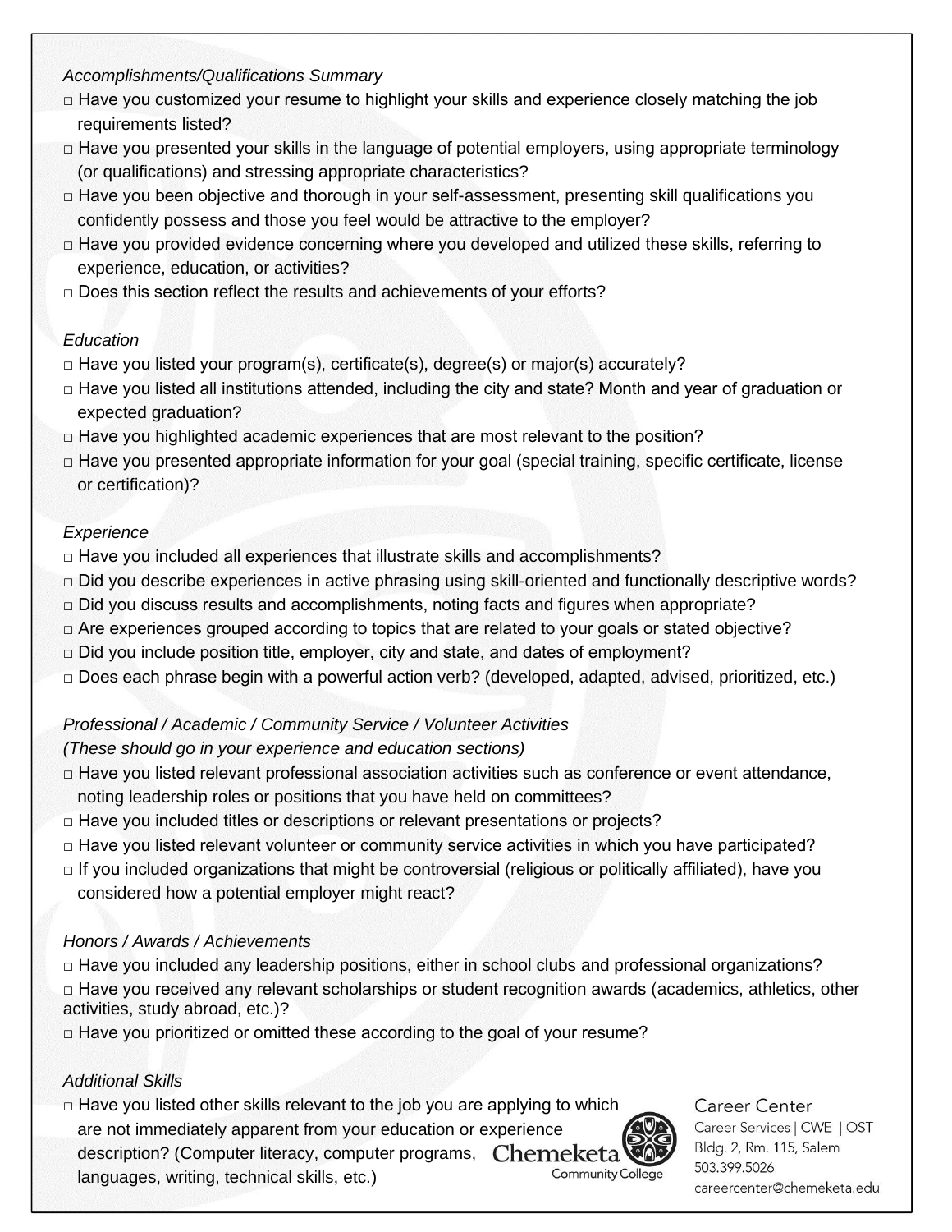*Accomplishments/Qualifications Summary*

- □ Have you customized your resume to highlight your skills and experience closely matching the job requirements listed?
- □ Have you presented your skills in the language of potential employers, using appropriate terminology (or qualifications) and stressing appropriate characteristics?
- □ Have you been objective and thorough in your self-assessment, presenting skill qualifications you confidently possess and those you feel would be attractive to the employer?
- □ Have you provided evidence concerning where you developed and utilized these skills, referring to experience, education, or activities?
- □ Does this section reflect the results and achievements of your efforts?

*Education*

- □ Have you listed your program(s), certificate(s), degree(s) or major(s) accurately?
- □ Have you listed all institutions attended, including the city and state? Month and year of graduation or expected graduation?
- □ Have you highlighted academic experiences that are most relevant to the position?
- □ Have you presented appropriate information for your goal (special training, specific certificate, license or certification)?

*Experience*

- □ Have you included all experiences that illustrate skills and accomplishments?
- □ Did you describe experiences in active phrasing using skill-oriented and functionally descriptive words?
- □ Did you discuss results and accomplishments, noting facts and figures when appropriate?
- □ Are experiences grouped according to topics that are related to your goals or stated objective?
- □ Did you include position title, employer, city and state, and dates of employment?
- □ Does each phrase begin with a powerful action verb? (developed, adapted, advised, prioritized, etc.)

*Professional / Academic / Community Service / Volunteer Activities*
*(These should go in your experience and education sections)*

- □ Have you listed relevant professional association activities such as conference or event attendance, noting leadership roles or positions that you have held on committees?
- □ Have you included titles or descriptions or relevant presentations or projects?
- □ Have you listed relevant volunteer or community service activities in which you have participated?
- □ If you included organizations that might be controversial (religious or politically affiliated), have you considered how a potential employer might react?

*Honors / Awards / Achievements*

- □ Have you included any leadership positions, either in school clubs and professional organizations?
- □ Have you received any relevant scholarships or student recognition awards (academics, athletics, other activities, study abroad, etc.)?
- □ Have you prioritized or omitted these according to the goal of your resume?

*Additional Skills*

- □ Have you listed other skills relevant to the job you are applying to which are not immediately apparent from your education or experience description? (Computer literacy, computer programs, languages, writing, technical skills, etc.)

Chemeketa Community College

Career Center
Career Services | CWE | OST
Bldg. 2, Rm. 115, Salem
503.399.5026
careercenter@chemeketa.edu